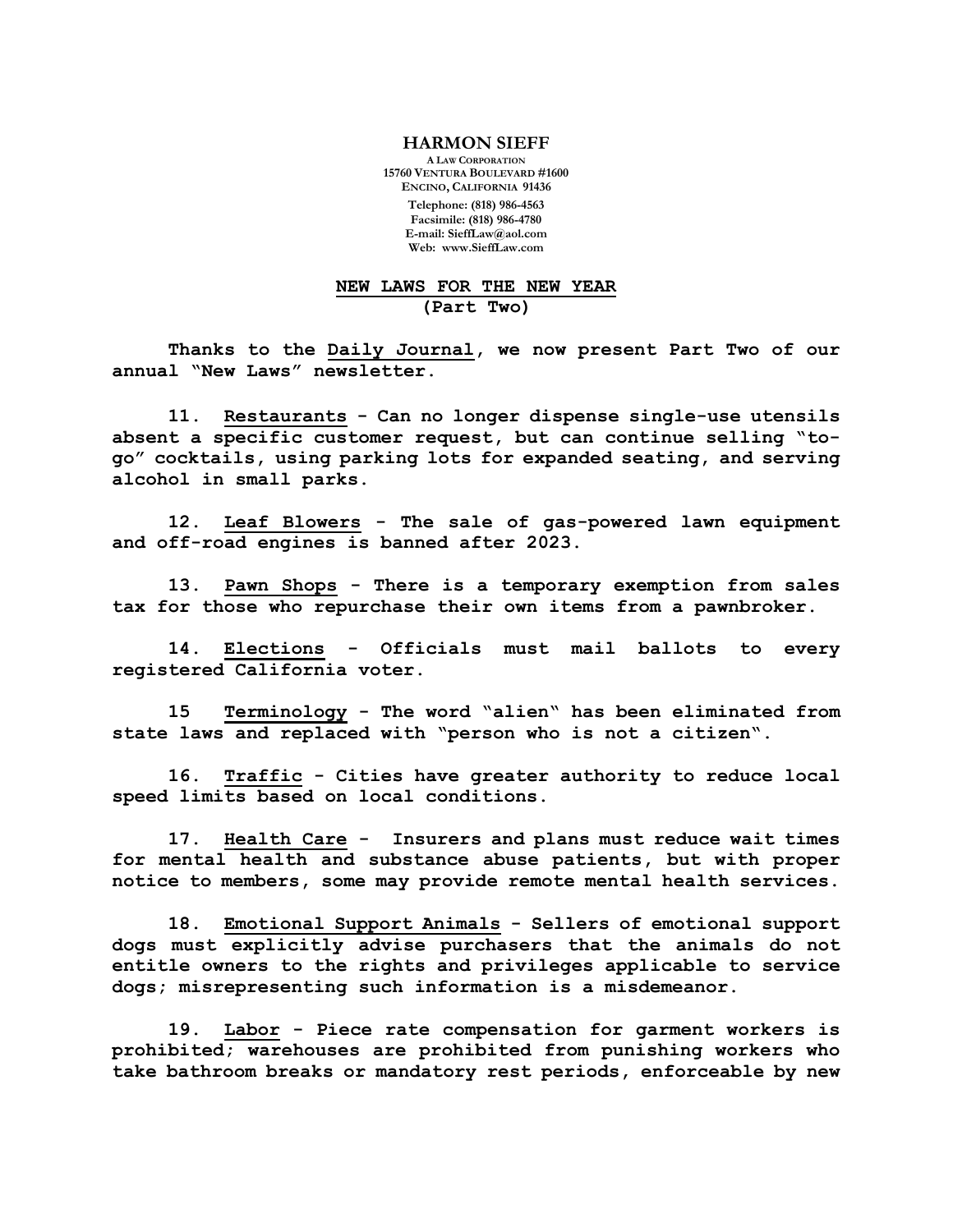**HARMON SIEFF**
A LAW CORPORATION
15760 VENTURA BOULEVARD #1600
ENCINO, CALIFORNIA 91436
Telephone: (818) 986-4563
Facsimile: (818) 986-4780
E-mail: SieffLaw@aol.com
Web: www.SieffLaw.com

# NEW LAWS FOR THE NEW YEAR
## (Part Two)

Thanks to the Daily Journal, we now present Part Two of our annual "New Laws" newsletter.

11. Restaurants - Can no longer dispense single-use utensils absent a specific customer request, but can continue selling "to-go" cocktails, using parking lots for expanded seating, and serving alcohol in small parks.

12. Leaf Blowers - The sale of gas-powered lawn equipment and off-road engines is banned after 2023.

13. Pawn Shops - There is a temporary exemption from sales tax for those who repurchase their own items from a pawnbroker.

14. Elections - Officials must mail ballots to every registered California voter.

15 Terminology - The word "alien" has been eliminated from state laws and replaced with "person who is not a citizen".

16. Traffic - Cities have greater authority to reduce local speed limits based on local conditions.

17. Health Care - Insurers and plans must reduce wait times for mental health and substance abuse patients, but with proper notice to members, some may provide remote mental health services.

18. Emotional Support Animals - Sellers of emotional support dogs must explicitly advise purchasers that the animals do not entitle owners to the rights and privileges applicable to service dogs; misrepresenting such information is a misdemeanor.

19. Labor - Piece rate compensation for garment workers is prohibited; warehouses are prohibited from punishing workers who take bathroom breaks or mandatory rest periods, enforceable by new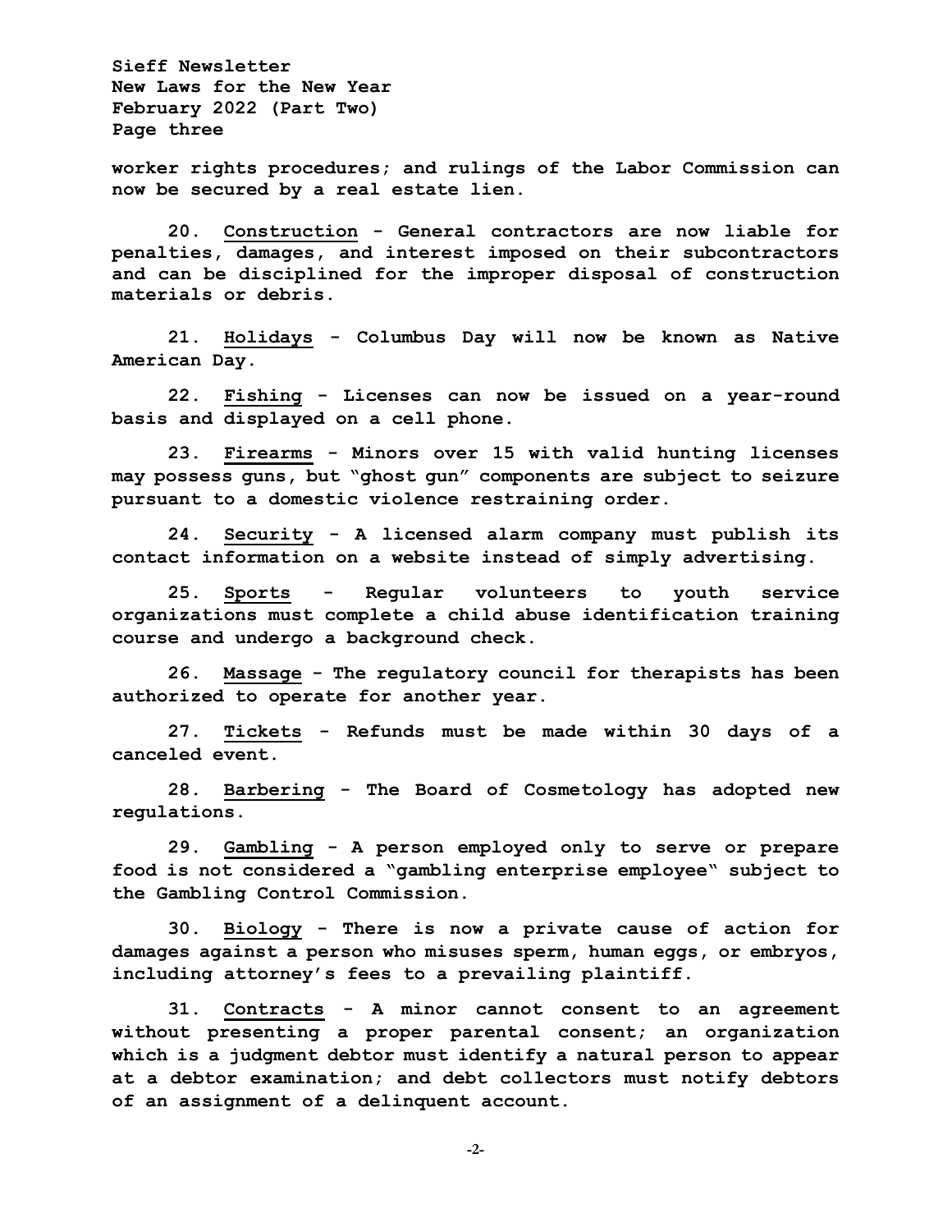worker rights procedures; and rulings of the Labor Commission can now be secured by a real estate lien.

20. Construction - General contractors are now liable for penalties, damages, and interest imposed on their subcontractors and can be disciplined for the improper disposal of construction materials or debris.

21. Holidays - Columbus Day will now be known as Native American Day.

22. Fishing - Licenses can now be issued on a year-round basis and displayed on a cell phone.

23. Firearms - Minors over 15 with valid hunting licenses may possess guns, but "ghost gun" components are subject to seizure pursuant to a domestic violence restraining order.

24. Security - A licensed alarm company must publish its contact information on a website instead of simply advertising.

25. Sports - Regular volunteers to youth service organizations must complete a child abuse identification training course and undergo a background check.

26. Massage - The regulatory council for therapists has been authorized to operate for another year.

27. Tickets - Refunds must be made within 30 days of a canceled event.

28. Barbering - The Board of Cosmetology has adopted new regulations.

29. Gambling - A person employed only to serve or prepare food is not considered a "gambling enterprise employee" subject to the Gambling Control Commission.

30. Biology - There is now a private cause of action for damages against a person who misuses sperm, human eggs, or embryos, including attorney's fees to a prevailing plaintiff.

31. Contracts - A minor cannot consent to an agreement without presenting a proper parental consent; an organization which is a judgment debtor must identify a natural person to appear at a debtor examination; and debt collectors must notify debtors of an assignment of a delinquent account.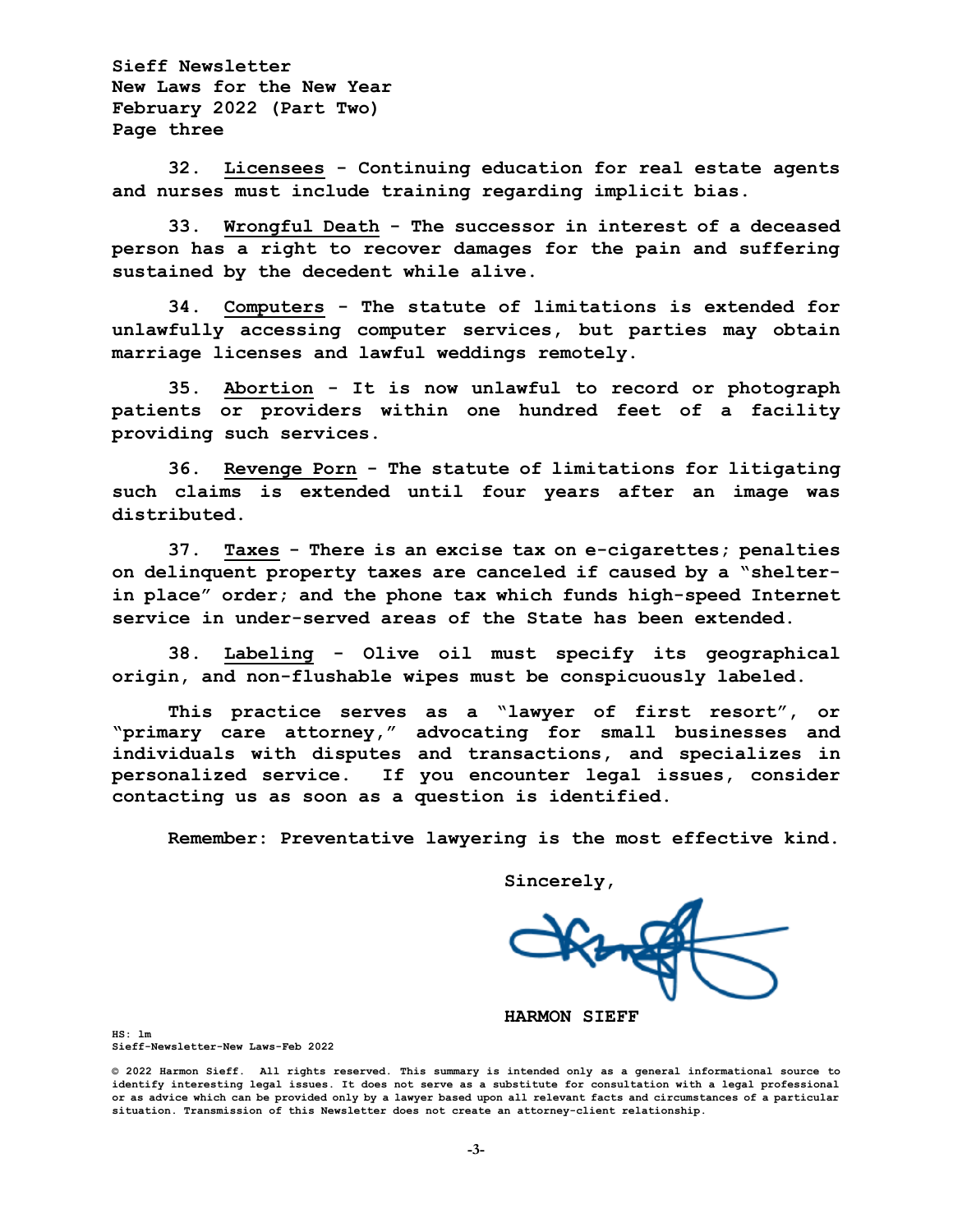32. <u>Licensees</u> - Continuing education for real estate agents and nurses must include training regarding implicit bias.

33. <u>Wrongful Death</u> - The successor in interest of a deceased person has a right to recover damages for the pain and suffering sustained by the decedent while alive.

34. <u>Computers</u> - The statute of limitations is extended for unlawfully accessing computer services, but parties may obtain marriage licenses and lawful weddings remotely.

35. <u>Abortion</u> - It is now unlawful to record or photograph patients or providers within one hundred feet of a facility providing such services.

36. <u>Revenge Porn</u> - The statute of limitations for litigating such claims is extended until four years after an image was distributed.

37. <u>Taxes</u> - There is an excise tax on e-cigarettes; penalties on delinquent property taxes are canceled if caused by a "shelter-in place" order; and the phone tax which funds high-speed Internet service in under-served areas of the State has been extended.

38. <u>Labeling</u> - Olive oil must specify its geographical origin, and non-flushable wipes must be conspicuously labeled.

This practice serves as a "lawyer of first resort", or "primary care attorney," advocating for small businesses and individuals with disputes and transactions, and specializes in personalized service. If you encounter legal issues, consider contacting us as soon as a question is identified.

**Remember: Preventative lawyering is the most effective kind.**

Sincerely,

HARMON SIEFF

HS: lm
Sieff-Newsletter-New Laws-Feb 2022

© 2022 Harmon Sieff. All rights reserved. This summary is intended only as a general informational source to identify interesting legal issues. It does not serve as a substitute for consultation with a legal professional or as advice which can be provided only by a lawyer based upon all relevant facts and circumstances of a particular situation. Transmission of this Newsletter does not create an attorney-client relationship.